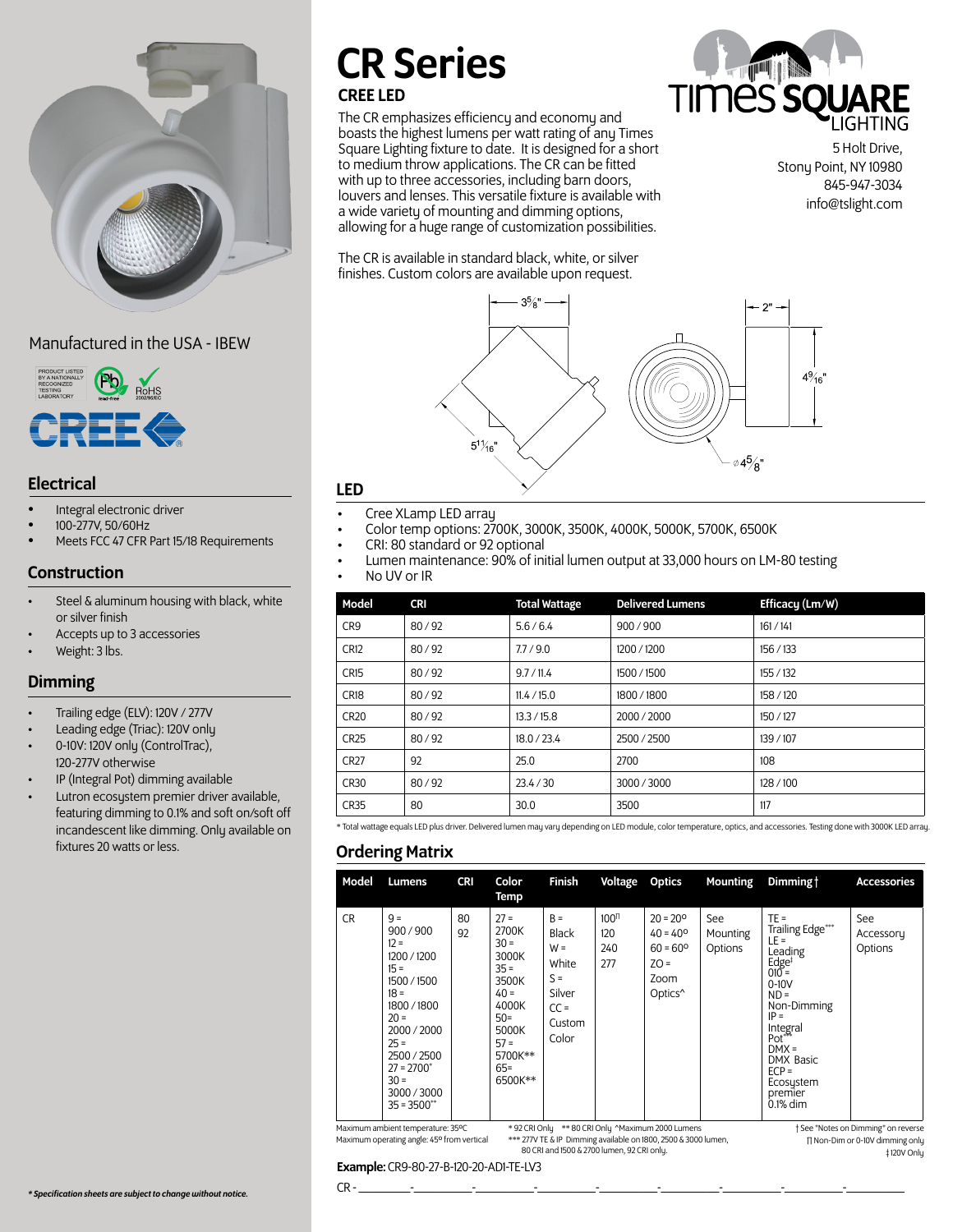# CR Series

## CREE LED

The CR emphasizes efficiency and economy and boasts the highest lumens per watt rating of any Times Square Lighting fixture to date. It is designed for a short to medium throw applications. The CR can be fitted with up to three accessories, including barn doors, louvers and lenses. This versatile fixture is available with a wide variety of mounting and dimming options, allowing for a huge range of customization possibilities.

The CR is available in standard black, white, or silver finishes. Custom colors are available upon request.

TIMES SQUARE LIGHTING

5 Holt Drive,
Stony Point, NY 10980
845-947-3034
info@tslight.com

3 5/8" — 2" — 4 9/16" — 5 11/16" — ⌀4 5/8"

Manufactured in the USA - IBEW

## Electrical

- Integral electronic driver
- 100-277V, 50/60Hz
- Meets FCC 47 CFR Part 15/18 Requirements

## Construction

- Steel & aluminum housing with black, white or silver finish
- Accepts up to 3 accessories
- Weight: 3 lbs.

## Dimming

- Trailing edge (ELV): 120V / 277V
- Leading edge (Triac): 120V only
- 0-10V: 120V only (ControlTrac), 120-277V otherwise
- IP (Integral Pot) dimming available
- Lutron ecosystem premier driver available, featuring dimming to 0.1% and soft on/soft off incandescent like dimming. Only available on fixtures 20 watts or less.

## LED

- Cree XLamp LED array
- Color temp options: 2700K, 3000K, 3500K, 4000K, 5000K, 5700K, 6500K
- CRI: 80 standard or 92 optional
- Lumen maintenance: 90% of initial lumen output at 33,000 hours on LM-80 testing
- No UV or IR

| Model | CRI | Total Wattage | Delivered Lumens | Efficacy (Lm/W) |
|---|---|---|---|---|
| CR9 | 80 / 92 | 5.6 / 6.4 | 900 / 900 | 161 / 141 |
| CR12 | 80 / 92 | 7.7 / 9.0 | 1200 / 1200 | 156 / 133 |
| CR15 | 80 / 92 | 9.7 / 11.4 | 1500 / 1500 | 155 / 132 |
| CR18 | 80 / 92 | 11.4 / 15.0 | 1800 / 1800 | 158 / 120 |
| CR20 | 80 / 92 | 13.3 / 15.8 | 2000 / 2000 | 150 / 127 |
| CR25 | 80 / 92 | 18.0 / 23.4 | 2500 / 2500 | 139 / 107 |
| CR27 | 92 | 25.0 | 2700 | 108 |
| CR30 | 80 / 92 | 23.4 / 30 | 3000 / 3000 | 128 / 100 |
| CR35 | 80 | 30.0 | 3500 | 117 |

* Total wattage equals LED plus driver. Delivered lumen may vary depending on LED module, color temperature, optics, and accessories. Testing done with 3000K LED array.

## Ordering Matrix

| Model | Lumens | CRI | Color Temp | Finish | Voltage | Optics | Mounting | Dimming † | Accessories |
|---|---|---|---|---|---|---|---|---|---|
| CR | 9 = 900 / 900<br>12 = 1200 / 1200<br>15 = 1500 / 1500<br>18 = 1800 / 1800<br>20 = 2000 / 2000<br>25 = 2500 / 2500<br>27 = 2700*<br>30 = 3000 / 3000<br>35 = 3500** | 80<br>92 | 27 = 2700K<br>30 = 3000K<br>35 = 3500K<br>40 = 4000K<br>50= 5000K<br>57 = 5700K**<br>65= 6500K** | B = Black<br>W = White<br>S = Silver<br>CC = Custom Color | 100⊓<br>120<br>240<br>277 | 20 = 20º<br>40 = 40º<br>60 = 60º<br>ZO = Zoom Optics^ | See Mounting Options | TE = Trailing Edge***<br>LE = Leading Edge‡<br>010 = 0-10V<br>ND = Non-Dimming<br>IP = Integral Pot***<br>DMX = DMX Basic<br>ECP = Ecosystem premier 0.1% dim | See Accessory Options |

Maximum ambient temperature: 35ºC
Maximum operating angle: 45º from vertical

* 92 CRI Only ** 80 CRI Only ^Maximum 2000 Lumens
*** 277V TE & IP Dimming available on 1800, 2500 & 3000 lumen, 80 CRI and 1500 & 2700 lumen, 92 CRI only.

† See "Notes on Dimming" on reverse
⊓ Non-Dim or 0-10V dimming only
‡ 120V Only

**Example:** CR9-80-27-B-120-20-ADI-TE-LV3

CR - ________-________-________-________-________-________-________-________-________

*** Specification sheets are subject to change without notice.***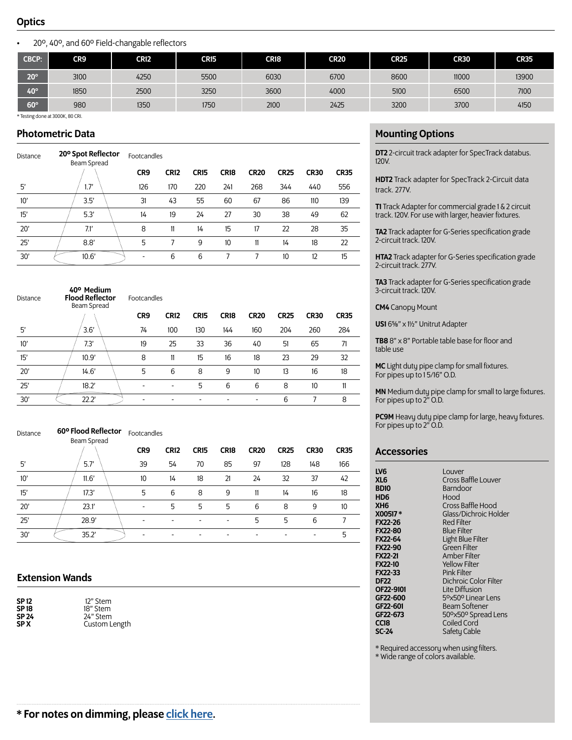## Optics

- 20º, 40º, and 60º Field-changable reflectors

| CBCP: | CR9 | CR12 | CR15 | CR18 | CR20 | CR25 | CR30 | CR35 |
|---|---|---|---|---|---|---|---|---|
| 20º | 3100 | 4250 | 5500 | 6030 | 6700 | 8600 | 11000 | 13900 |
| 40º | 1850 | 2500 | 3250 | 3600 | 4000 | 5100 | 6500 | 7100 |
| 60º | 980 | 1350 | 1750 | 2100 | 2425 | 3200 | 3700 | 4150 |

* Testing done at 3000K, 80 CRI.

## Photometric Data

| Distance | 20º Spot Reflector Beam Spread | Footcandles CR9 | CR12 | CR15 | CR18 | CR20 | CR25 | CR30 | CR35 |
|---|---|---|---|---|---|---|---|---|---|
| 5' | 1.7' | 126 | 170 | 220 | 241 | 268 | 344 | 440 | 556 |
| 10' | 3.5' | 31 | 43 | 55 | 60 | 67 | 86 | 110 | 139 |
| 15' | 5.3' | 14 | 19 | 24 | 27 | 30 | 38 | 49 | 62 |
| 20' | 7.1' | 8 | 11 | 14 | 15 | 17 | 22 | 28 | 35 |
| 25' | 8.8' | 5 | 7 | 9 | 10 | 11 | 14 | 18 | 22 |
| 30' | 10.6' | - | 6 | 6 | 7 | 7 | 10 | 12 | 15 |

| Distance | 40º Medium Flood Reflector Beam Spread | Footcandles CR9 | CR12 | CR15 | CR18 | CR20 | CR25 | CR30 | CR35 |
|---|---|---|---|---|---|---|---|---|---|
| 5' | 3.6' | 74 | 100 | 130 | 144 | 160 | 204 | 260 | 284 |
| 10' | 7.3' | 19 | 25 | 33 | 36 | 40 | 51 | 65 | 71 |
| 15' | 10.9' | 8 | 11 | 15 | 16 | 18 | 23 | 29 | 32 |
| 20' | 14.6' | 5 | 6 | 8 | 9 | 10 | 13 | 16 | 18 |
| 25' | 18.2' | - | - | 5 | 6 | 6 | 8 | 10 | 11 |
| 30' | 22.2' | - | - | - | - | - | 6 | 7 | 8 |

| Distance | 60º Flood Reflector Beam Spread | Footcandles CR9 | CR12 | CR15 | CR18 | CR20 | CR25 | CR30 | CR35 |
|---|---|---|---|---|---|---|---|---|---|
| 5' | 5.7' | 39 | 54 | 70 | 85 | 97 | 128 | 148 | 166 |
| 10' | 11.6' | 10 | 14 | 18 | 21 | 24 | 32 | 37 | 42 |
| 15' | 17.3' | 5 | 6 | 8 | 9 | 11 | 14 | 16 | 18 |
| 20' | 23.1' | - | 5 | 5 | 5 | 6 | 8 | 9 | 10 |
| 25' | 28.9' | - | - | - | - | 5 | 5 | 6 | 7 |
| 30' | 35.2' | - | - | - | - | - | - | - | 5 |

## Extension Wands

| | |
|---|---|
| **SP 12** | 12" Stem |
| **SP 18** | 18" Stem |
| **SP 24** | 24" Stem |
| **SP X** | Custom Length |

## Mounting Options

**DT2** 2-circuit track adapter for SpecTrack databus. 120V.

**HDT2** Track adapter for SpecTrack 2-Circuit data track. 277V.

**T1** Track Adapter for commercial grade 1 & 2 circuit track. 120V. For use with larger, heavier fixtures.

**TA2** Track adapter for G-Series specification grade 2-circuit track. 120V.

**HTA2** Track adapter for G-Series specification grade 2-circuit track. 277V.

**TA3** Track adapter for G-Series specification grade 3-circuit track. 120V.

**CM4** Canopy Mount

**US1** 6⅝" x 1½" Unitrut Adapter

**TB8** 8" x 8" Portable table base for floor and table use

**MC** Light duty pipe clamp for small fixtures. For pipes up to 1 5/16" O.D.

**MN** Medium duty pipe clamp for small to large fixtures. For pipes up to 2" O.D.

**PC9M** Heavy duty pipe clamp for large, heavy fixtures. For pipes up to 2" O.D.

## Accessories

| | |
|---|---|
| **LV6** | Louver |
| **XL6** | Cross Baffle Louver |
| **BD10** | Barndoor |
| **HD6** | Hood |
| **XH6** | Cross Baffle Hood |
| **X00517 *** | Glass/Dichroic Holder |
| **FX22-26** | Red Filter |
| **FX22-80** | Blue Filter |
| **FX22-64** | Light Blue Filter |
| **FX22-90** | Green Filter |
| **FX22-21** | Amber Filter |
| **FX22-10** | Yellow Filter |
| **FX22-33** | Pink Filter |
| **DF22** | Dichroic Color Filter |
| **OF22-9101** | Lite Diffusion |
| **GF22-600** | 5ºx50º Linear Lens |
| **GF22-601** | Beam Softener |
| **GF22-673** | 50ºx50º Spread Lens |
| **CC18** | Coiled Cord |
| **SC-24** | Safety Cable |

* Required accessory when using filters.
* Wide range of colors available.

**\* For notes on dimming, please click here.**